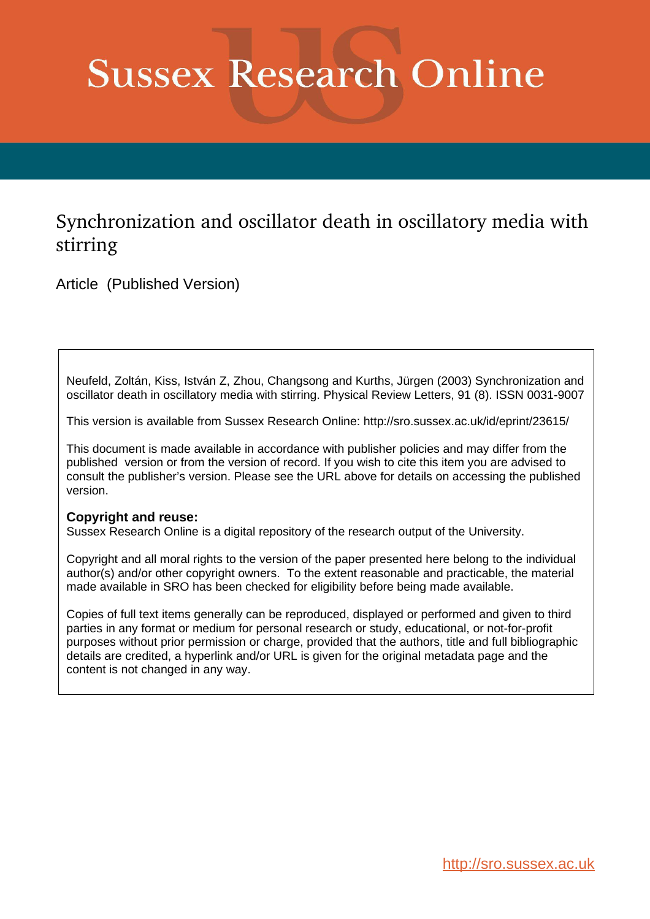# Sussex Research Online

## Synchronization and oscillator death in oscillatory media with stirring

Article (Published Version)

Neufeld, Zoltán, Kiss, István Z, Zhou, Changsong and Kurths, Jürgen (2003) Synchronization and oscillator death in oscillatory media with stirring. Physical Review Letters, 91 (8). ISSN 0031-9007

This version is available from Sussex Research Online: http://sro.sussex.ac.uk/id/eprint/23615/

This document is made available in accordance with publisher policies and may differ from the published version or from the version of record. If you wish to cite this item you are advised to consult the publisher's version. Please see the URL above for details on accessing the published version.

**Copyright and reuse:**
Sussex Research Online is a digital repository of the research output of the University.

Copyright and all moral rights to the version of the paper presented here belong to the individual author(s) and/or other copyright owners. To the extent reasonable and practicable, the material made available in SRO has been checked for eligibility before being made available.

Copies of full text items generally can be reproduced, displayed or performed and given to third parties in any format or medium for personal research or study, educational, or not-for-profit purposes without prior permission or charge, provided that the authors, title and full bibliographic details are credited, a hyperlink and/or URL is given for the original metadata page and the content is not changed in any way.

http://sro.sussex.ac.uk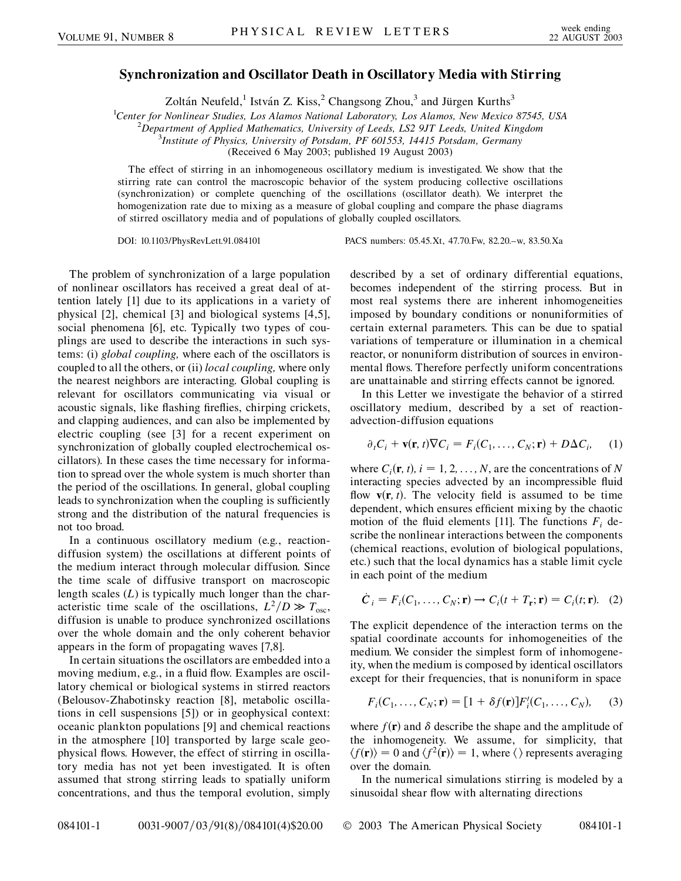# Synchronization and Oscillator Death in Oscillatory Media with Stirring

Zoltán Neufeld,[1] István Z. Kiss,[2] Changsong Zhou,[3] and Jürgen Kurths[3]

[1]*Center for Nonlinear Studies, Los Alamos National Laboratory, Los Alamos, New Mexico 87545, USA*
[2]*Department of Applied Mathematics, University of Leeds, LS2 9JT Leeds, United Kingdom*
[3]*Institute of Physics, University of Potsdam, PF 601553, 14415 Potsdam, Germany*
(Received 6 May 2003; published 19 August 2003)

The effect of stirring in an inhomogeneous oscillatory medium is investigated. We show that the stirring rate can control the macroscopic behavior of the system producing collective oscillations (synchronization) or complete quenching of the oscillations (oscillator death). We interpret the homogenization rate due to mixing as a measure of global coupling and compare the phase diagrams of stirred oscillatory media and of populations of globally coupled oscillators.

DOI: 10.1103/PhysRevLett.91.084101 PACS numbers: 05.45.Xt, 47.70.Fw, 82.20.–w, 83.50.Xa

The problem of synchronization of a large population of nonlinear oscillators has received a great deal of attention lately [1] due to its applications in a variety of physical [2], chemical [3] and biological systems [4,5], social phenomena [6], etc. Typically two types of couplings are used to describe the interactions in such systems: (i) *global coupling,* where each of the oscillators is coupled to all the others, or (ii) *local coupling,* where only the nearest neighbors are interacting. Global coupling is relevant for oscillators communicating via visual or acoustic signals, like flashing fireflies, chirping crickets, and clapping audiences, and can also be implemented by electric coupling (see [3] for a recent experiment on synchronization of globally coupled electrochemical oscillators). In these cases the time necessary for information to spread over the whole system is much shorter than the period of the oscillations. In general, global coupling leads to synchronization when the coupling is sufficiently strong and the distribution of the natural frequencies is not too broad.

In a continuous oscillatory medium (e.g., reaction-diffusion system) the oscillations at different points of the medium interact through molecular diffusion. Since the time scale of diffusive transport on macroscopic length scales ($L$) is typically much longer than the characteristic time scale of the oscillations, $L^2/D \gg T_{\mathrm{osc}}$, diffusion is unable to produce synchronized oscillations over the whole domain and the only coherent behavior appears in the form of propagating waves [7,8].

In certain situations the oscillators are embedded into a moving medium, e.g., in a fluid flow. Examples are oscillatory chemical or biological systems in stirred reactors (Belousov-Zhabotinsky reaction [8], metabolic oscillations in cell suspensions [5]) or in geophysical context: oceanic plankton populations [9] and chemical reactions in the atmosphere [10] transported by large scale geophysical flows. However, the effect of stirring in oscillatory media has not yet been investigated. It is often assumed that strong stirring leads to spatially uniform concentrations, and thus the temporal evolution, simply described by a set of ordinary differential equations, becomes independent of the stirring process. But in most real systems there are inherent inhomogeneities imposed by boundary conditions or nonuniformities of certain external parameters. This can be due to spatial variations of temperature or illumination in a chemical reactor, or nonuniform distribution of sources in environmental flows. Therefore perfectly uniform concentrations are unattainable and stirring effects cannot be ignored.

In this Letter we investigate the behavior of a stirred oscillatory medium, described by a set of reaction-advection-diffusion equations

$$\partial_t C_i + \mathbf{v}(\mathbf{r}, t)\nabla C_i = F_i(C_1, \ldots, C_N; \mathbf{r}) + D\Delta C_i, \quad (1)$$

where $C_i(\mathbf{r}, t)$, $i = 1, 2, \ldots, N$, are the concentrations of $N$ interacting species advected by an incompressible fluid flow $\mathbf{v}(\mathbf{r}, t)$. The velocity field is assumed to be time dependent, which ensures efficient mixing by the chaotic motion of the fluid elements [11]. The functions $F_i$ describe the nonlinear interactions between the components (chemical reactions, evolution of biological populations, etc.) such that the local dynamics has a stable limit cycle in each point of the medium

$$\dot{C}_i = F_i(C_1, \ldots, C_N; \mathbf{r}) \rightarrow C_i(t + T_{\mathbf{r}}; \mathbf{r}) = C_i(t; \mathbf{r}). \quad (2)$$

The explicit dependence of the interaction terms on the spatial coordinate accounts for inhomogeneities of the medium. We consider the simplest form of inhomogeneity, when the medium is composed by identical oscillators except for their frequencies, that is nonuniform in space

$$F_i(C_1, \ldots, C_N; \mathbf{r}) = [1 + \delta f(\mathbf{r})]F_i'(C_1, \ldots, C_N), \quad (3)$$

where $f(\mathbf{r})$ and $\delta$ describe the shape and the amplitude of the inhomogeneity. We assume, for simplicity, that $\langle f(\mathbf{r})\rangle = 0$ and $\langle f^2(\mathbf{r})\rangle = 1$, where $\langle\,\rangle$ represents averaging over the domain.

In the numerical simulations stirring is modeled by a sinusoidal shear flow with alternating directions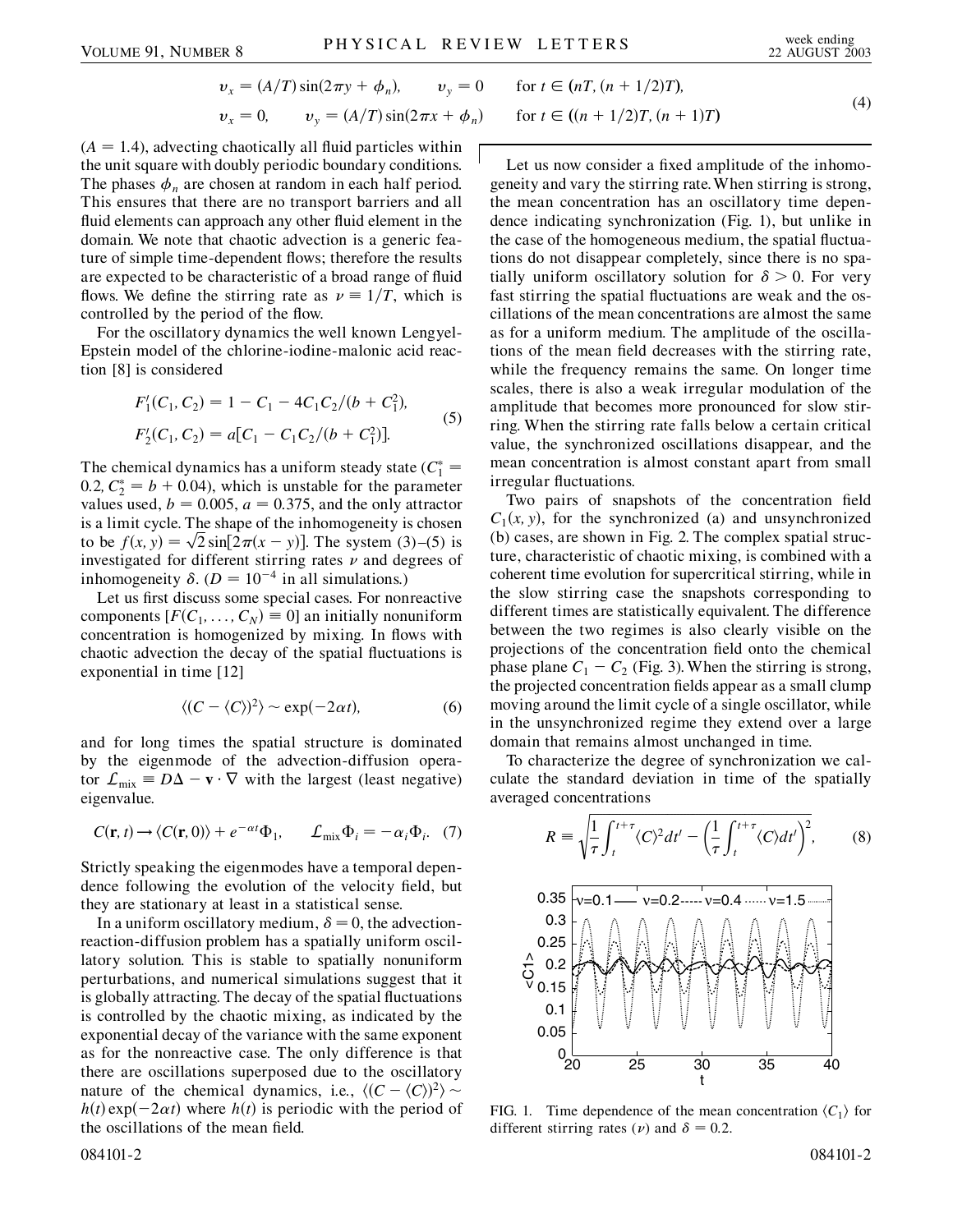$$
\begin{aligned}
v_x &= (A/T)\sin(2\pi y + \phi_n), \qquad v_y = 0 \qquad \text{for } t \in (nT, (n+1/2)T), \\
v_x &= 0, \qquad v_y = (A/T)\sin(2\pi x + \phi_n) \qquad \text{for } t \in ((n+1/2)T, (n+1)T)
\end{aligned}
\tag{4}
$$

($A = 1.4$), advecting chaotically all fluid particles within the unit square with doubly periodic boundary conditions. The phases $\phi_n$ are chosen at random in each half period. This ensures that there are no transport barriers and all fluid elements can approach any other fluid element in the domain. We note that chaotic advection is a generic feature of simple time-dependent flows; therefore the results are expected to be characteristic of a broad range of fluid flows. We define the stirring rate as $\nu \equiv 1/T$, which is controlled by the period of the flow.

For the oscillatory dynamics the well known Lengyel-Epstein model of the chlorine-iodine-malonic acid reaction [8] is considered

$$
\begin{aligned}
F_1'(C_1, C_2) &= 1 - C_1 - 4C_1C_2/(b + C_1^2), \\
F_2'(C_1, C_2) &= a[C_1 - C_1C_2/(b + C_1^2)].
\end{aligned}
\tag{5}
$$

The chemical dynamics has a uniform steady state ($C_1^* = 0.2$, $C_2^* = b + 0.04$), which is unstable for the parameter values used, $b = 0.005$, $a = 0.375$, and the only attractor is a limit cycle. The shape of the inhomogeneity is chosen to be $f(x, y) = \sqrt{2}\sin[2\pi(x - y)]$. The system (3)–(5) is investigated for different stirring rates $\nu$ and degrees of inhomogeneity $\delta$. ($D = 10^{-4}$ in all simulations.)

Let us first discuss some special cases. For nonreactive components [$F(C_1, \ldots, C_N) \equiv 0$] an initially nonuniform concentration is homogenized by mixing. In flows with chaotic advection the decay of the spatial fluctuations is exponential in time [12]

$$
\langle (C - \langle C \rangle)^2 \rangle \sim \exp(-2\alpha t), \tag{6}
$$

and for long times the spatial structure is dominated by the eigenmode of the advection-diffusion operator $\mathcal{L}_{\text{mix}} \equiv D\Delta - \mathbf{v} \cdot \nabla$ with the largest (least negative) eigenvalue.

$$
C(\mathbf{r}, t) \to \langle C(\mathbf{r}, 0) \rangle + e^{-\alpha t}\Phi_1, \qquad \mathcal{L}_{\text{mix}}\Phi_i = -\alpha_i \Phi_i. \tag{7}
$$

Strictly speaking the eigenmodes have a temporal dependence following the evolution of the velocity field, but they are stationary at least in a statistical sense.

In a uniform oscillatory medium, $\delta = 0$, the advection-reaction-diffusion problem has a spatially uniform oscillatory solution. This is stable to spatially nonuniform perturbations, and numerical simulations suggest that it is globally attracting. The decay of the spatial fluctuations is controlled by the chaotic mixing, as indicated by the exponential decay of the variance with the same exponent as for the nonreactive case. The only difference is that there are oscillations superposed due to the oscillatory nature of the chemical dynamics, i.e., $\langle (C - \langle C \rangle)^2 \rangle \sim h(t)\exp(-2\alpha t)$ where $h(t)$ is periodic with the period of the oscillations of the mean field.

Let us now consider a fixed amplitude of the inhomogeneity and vary the stirring rate. When stirring is strong, the mean concentration has an oscillatory time dependence indicating synchronization (Fig. 1), but unlike in the case of the homogeneous medium, the spatial fluctuations do not disappear completely, since there is no spatially uniform oscillatory solution for $\delta > 0$. For very fast stirring the spatial fluctuations are weak and the oscillations of the mean concentrations are almost the same as for a uniform medium. The amplitude of the oscillations of the mean field decreases with the stirring rate, while the frequency remains the same. On longer time scales, there is also a weak irregular modulation of the amplitude that becomes more pronounced for slow stirring. When the stirring rate falls below a certain critical value, the synchronized oscillations disappear, and the mean concentration is almost constant apart from small irregular fluctuations.

Two pairs of snapshots of the concentration field $C_1(x, y)$, for the synchronized (a) and unsynchronized (b) cases, are shown in Fig. 2. The complex spatial structure, characteristic of chaotic mixing, is combined with a coherent time evolution for supercritical stirring, while in the slow stirring case the snapshots corresponding to different times are statistically equivalent. The difference between the two regimes is also clearly visible on the projections of the concentration field onto the chemical phase plane $C_1 - C_2$ (Fig. 3). When the stirring is strong, the projected concentration fields appear as a small clump moving around the limit cycle of a single oscillator, while in the unsynchronized regime they extend over a large domain that remains almost unchanged in time.

To characterize the degree of synchronization we calculate the standard deviation in time of the spatially averaged concentrations

$$
R \equiv \sqrt{\frac{1}{\tau}\int_t^{t+\tau} \langle C \rangle^2 dt' - \left(\frac{1}{\tau}\int_t^{t+\tau} \langle C \rangle dt'\right)^2}, \tag{8}
$$

FIG. 1. Time dependence of the mean concentration $\langle C_1 \rangle$ for different stirring rates ($\nu$) and $\delta = 0.2$.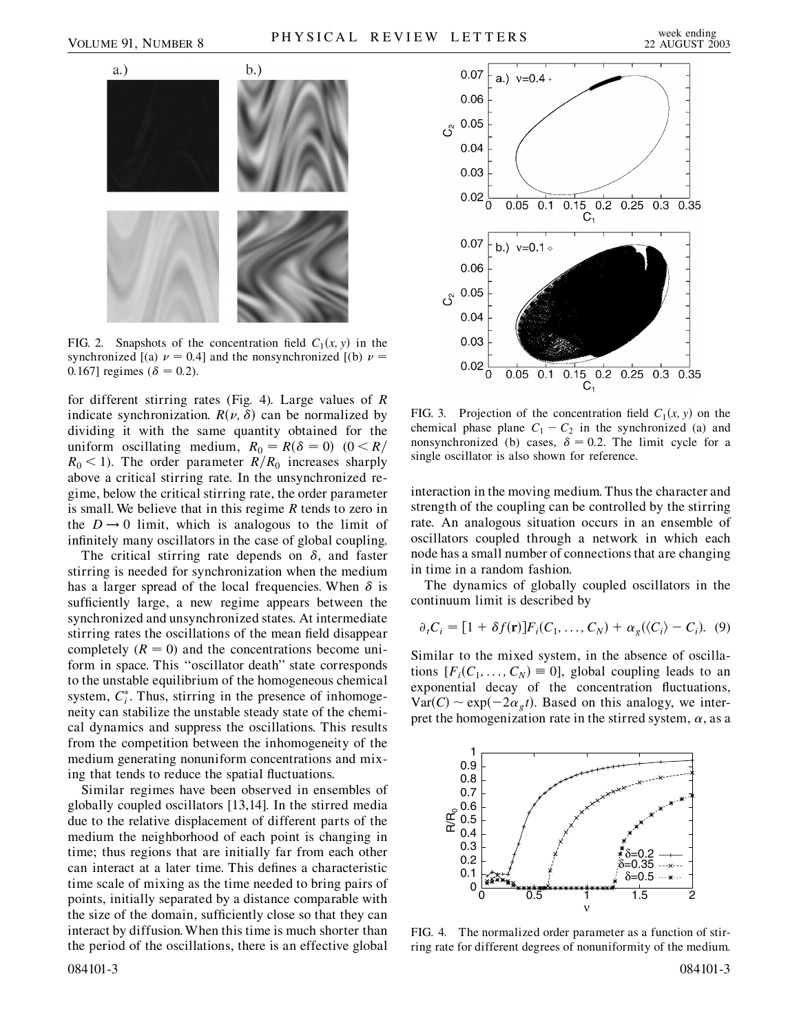FIG. 2. Snapshots of the concentration field $C_1(x, y)$ in the synchronized [(a) $\nu = 0.4$] and the nonsynchronized [(b) $\nu = 0.167$] regimes ($\delta = 0.2$).

FIG. 3. Projection of the concentration field $C_1(x, y)$ on the chemical phase plane $C_1 - C_2$ in the synchronized (a) and nonsynchronized (b) cases, $\delta = 0.2$. The limit cycle for a single oscillator is also shown for reference.

for different stirring rates (Fig. 4). Large values of $R$ indicate synchronization. $R(\nu, \delta)$ can be normalized by dividing it with the same quantity obtained for the uniform oscillating medium, $R_0 = R(\delta = 0)$ $(0 < R/R_0 < 1)$. The order parameter $R/R_0$ increases sharply above a critical stirring rate. In the unsynchronized regime, below the critical stirring rate, the order parameter is small. We believe that in this regime $R$ tends to zero in the $D \to 0$ limit, which is analogous to the limit of infinitely many oscillators in the case of global coupling.

The critical stirring rate depends on $\delta$, and faster stirring is needed for synchronization when the medium has a larger spread of the local frequencies. When $\delta$ is sufficiently large, a new regime appears between the synchronized and unsynchronized states. At intermediate stirring rates the oscillations of the mean field disappear completely ($R = 0$) and the concentrations become uniform in space. This "oscillator death" state corresponds to the unstable equilibrium of the homogeneous chemical system, $C_i^*$. Thus, stirring in the presence of inhomogeneity can stabilize the unstable steady state of the chemical dynamics and suppress the oscillations. This results from the competition between the inhomogeneity of the medium generating nonuniform concentrations and mixing that tends to reduce the spatial fluctuations.

Similar regimes have been observed in ensembles of globally coupled oscillators [13,14]. In the stirred media due to the relative displacement of different parts of the medium the neighborhood of each point is changing in time; thus regions that are initially far from each other can interact at a later time. This defines a characteristic time scale of mixing as the time needed to bring pairs of points, initially separated by a distance comparable with the size of the domain, sufficiently close so that they can interact by diffusion. When this time is much shorter than the period of the oscillations, there is an effective global interaction in the moving medium. Thus the character and strength of the coupling can be controlled by the stirring rate. An analogous situation occurs in an ensemble of oscillators coupled through a network in which each node has a small number of connections that are changing in time in a random fashion.

The dynamics of globally coupled oscillators in the continuum limit is described by

$$\partial_t C_i = [1 + \delta f(\mathbf{r})] F_i(C_1, \ldots, C_N) + \alpha_g(\langle C_i \rangle - C_i). \quad (9)$$

Similar to the mixed system, in the absence of oscillations $[F_i(C_1, \ldots, C_N) \equiv 0]$, global coupling leads to an exponential decay of the concentration fluctuations, $\mathrm{Var}(C) \sim \exp(-2\alpha_g t)$. Based on this analogy, we interpret the homogenization rate in the stirred system, $\alpha$, as a

FIG. 4. The normalized order parameter as a function of stirring rate for different degrees of nonuniformity of the medium.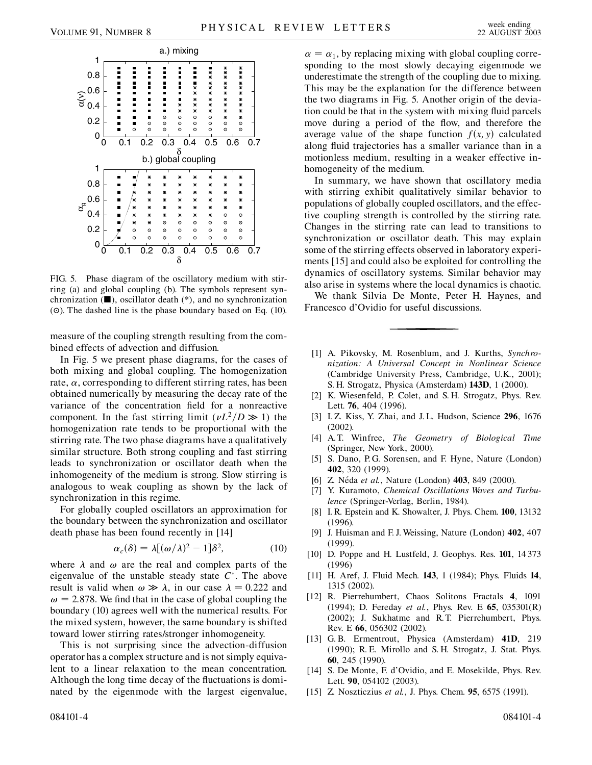a.) mixing

1
0.8
0.6
$\alpha(\nu)$
0.4
0.2
0
0 0.1 0.2 0.3 0.4 0.5 0.6 0.7
$\delta$

b.) global coupling

1
0.8
0.6
$\alpha_g$
0.4
0.2
0
0 0.1 0.2 0.3 0.4 0.5 0.6 0.7
$\delta$

FIG. 5. Phase diagram of the oscillatory medium with stirring (a) and global coupling (b). The symbols represent synchronization (■), oscillator death (*), and no synchronization (⊙). The dashed line is the phase boundary based on Eq. (10).

measure of the coupling strength resulting from the combined effects of advection and diffusion.

In Fig. 5 we present phase diagrams, for the cases of both mixing and global coupling. The homogenization rate, $\alpha$, corresponding to different stirring rates, has been obtained numerically by measuring the decay rate of the variance of the concentration field for a nonreactive component. In the fast stirring limit ($\nu L^2/D \gg 1$) the homogenization rate tends to be proportional with the stirring rate. The two phase diagrams have a qualitatively similar structure. Both strong coupling and fast stirring leads to synchronization or oscillator death when the inhomogeneity of the medium is strong. Slow stirring is analogous to weak coupling as shown by the lack of synchronization in this regime.

For globally coupled oscillators an approximation for the boundary between the synchronization and oscillator death phase has been found recently in [14]

$$\alpha_c(\delta) = \lambda[(\omega/\lambda)^2 - 1]\delta^2, \tag{10}$$

where $\lambda$ and $\omega$ are the real and complex parts of the eigenvalue of the unstable steady state $C^*$. The above result is valid when $\omega \gg \lambda$, in our case $\lambda = 0.222$ and $\omega = 2.878$. We find that in the case of global coupling the boundary (10) agrees well with the numerical results. For the mixed system, however, the same boundary is shifted toward lower stirring rates/stronger inhomogeneity.

This is not surprising since the advection-diffusion operator has a complex structure and is not simply equivalent to a linear relaxation to the mean concentration. Although the long time decay of the fluctuations is dominated by the eigenmode with the largest eigenvalue, $\alpha = \alpha_1$, by replacing mixing with global coupling corresponding to the most slowly decaying eigenmode we underestimate the strength of the coupling due to mixing. This may be the explanation for the difference between the two diagrams in Fig. 5. Another origin of the deviation could be that in the system with mixing fluid parcels move during a period of the flow, and therefore the average value of the shape function $f(x, y)$ calculated along fluid trajectories has a smaller variance than in a motionless medium, resulting in a weaker effective inhomogeneity of the medium.

In summary, we have shown that oscillatory media with stirring exhibit qualitatively similar behavior to populations of globally coupled oscillators, and the effective coupling strength is controlled by the stirring rate. Changes in the stirring rate can lead to transitions to synchronization or oscillator death. This may explain some of the stirring effects observed in laboratory experiments [15] and could also be exploited for controlling the dynamics of oscillatory systems. Similar behavior may also arise in systems where the local dynamics is chaotic.

We thank Silvia De Monte, Peter H. Haynes, and Francesco d'Ovidio for useful discussions.

---

[1] A. Pikovsky, M. Rosenblum, and J. Kurths, *Synchronization: A Universal Concept in Nonlinear Science* (Cambridge University Press, Cambridge, U.K., 2001); S. H. Strogatz, Physica (Amsterdam) **143D**, 1 (2000).

[2] K. Wiesenfeld, P. Colet, and S. H. Strogatz, Phys. Rev. Lett. **76**, 404 (1996).

[3] I. Z. Kiss, Y. Zhai, and J. L. Hudson, Science **296**, 1676 (2002).

[4] A. T. Winfree, *The Geometry of Biological Time* (Springer, New York, 2000).

[5] S. Dano, P. G. Sorensen, and F. Hyne, Nature (London) **402**, 320 (1999).

[6] Z. Néda *et al.*, Nature (London) **403**, 849 (2000).

[7] Y. Kuramoto, *Chemical Oscillations Waves and Turbulence* (Springer-Verlag, Berlin, 1984).

[8] I. R. Epstein and K. Showalter, J. Phys. Chem. **100**, 13132 (1996).

[9] J. Huisman and F. J. Weissing, Nature (London) **402**, 407 (1999).

[10] D. Poppe and H. Lustfeld, J. Geophys. Res. **101**, 14 373 (1996)

[11] H. Aref, J. Fluid Mech. **143**, 1 (1984); Phys. Fluids **14**, 1315 (2002).

[12] R. Pierrehumbert, Chaos Solitons Fractals **4**, 1091 (1994); D. Fereday *et al.*, Phys. Rev. E **65**, 035301(R) (2002); J. Sukhatme and R. T. Pierrehumbert, Phys. Rev. E **66**, 056302 (2002).

[13] G. B. Ermentrout, Physica (Amsterdam) **41D**, 219 (1990); R. E. Mirollo and S. H. Strogatz, J. Stat. Phys. **60**, 245 (1990).

[14] S. De Monte, F. d'Ovidio, and E. Mosekilde, Phys. Rev. Lett. **90**, 054102 (2003).

[15] Z. Noszticzius *et al.*, J. Phys. Chem. **95**, 6575 (1991).